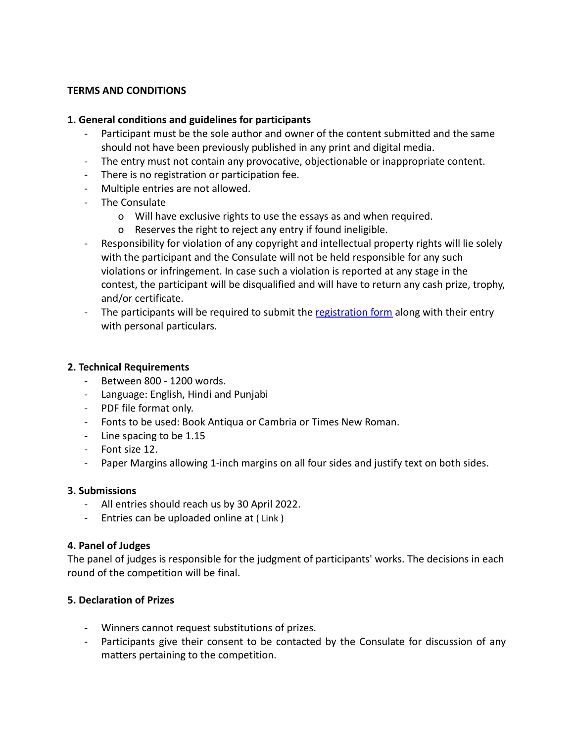**TERMS AND CONDITIONS**

**1. General conditions and guidelines for participants**

- Participant must be the sole author and owner of the content submitted and the same should not have been previously published in any print and digital media.
- The entry must not contain any provocative, objectionable or inappropriate content.
- There is no registration or participation fee.
- Multiple entries are not allowed.
- The Consulate
  - Will have exclusive rights to use the essays as and when required.
  - Reserves the right to reject any entry if found ineligible.
- Responsibility for violation of any copyright and intellectual property rights will lie solely with the participant and the Consulate will not be held responsible for any such violations or infringement. In case such a violation is reported at any stage in the contest, the participant will be disqualified and will have to return any cash prize, trophy, and/or certificate.
- The participants will be required to submit the registration form along with their entry with personal particulars.

**2. Technical Requirements**

- Between 800 - 1200 words.
- Language: English, Hindi and Punjabi
- PDF file format only.
- Fonts to be used: Book Antiqua or Cambria or Times New Roman.
- Line spacing to be 1.15
- Font size 12.
- Paper Margins allowing 1-inch margins on all four sides and justify text on both sides.

**3. Submissions**

- All entries should reach us by 30 April 2022.
- Entries can be uploaded online at ( Link )

**4. Panel of Judges**

The panel of judges is responsible for the judgment of participants' works. The decisions in each round of the competition will be final.

**5. Declaration of Prizes**

- Winners cannot request substitutions of prizes.
- Participants give their consent to be contacted by the Consulate for discussion of any matters pertaining to the competition.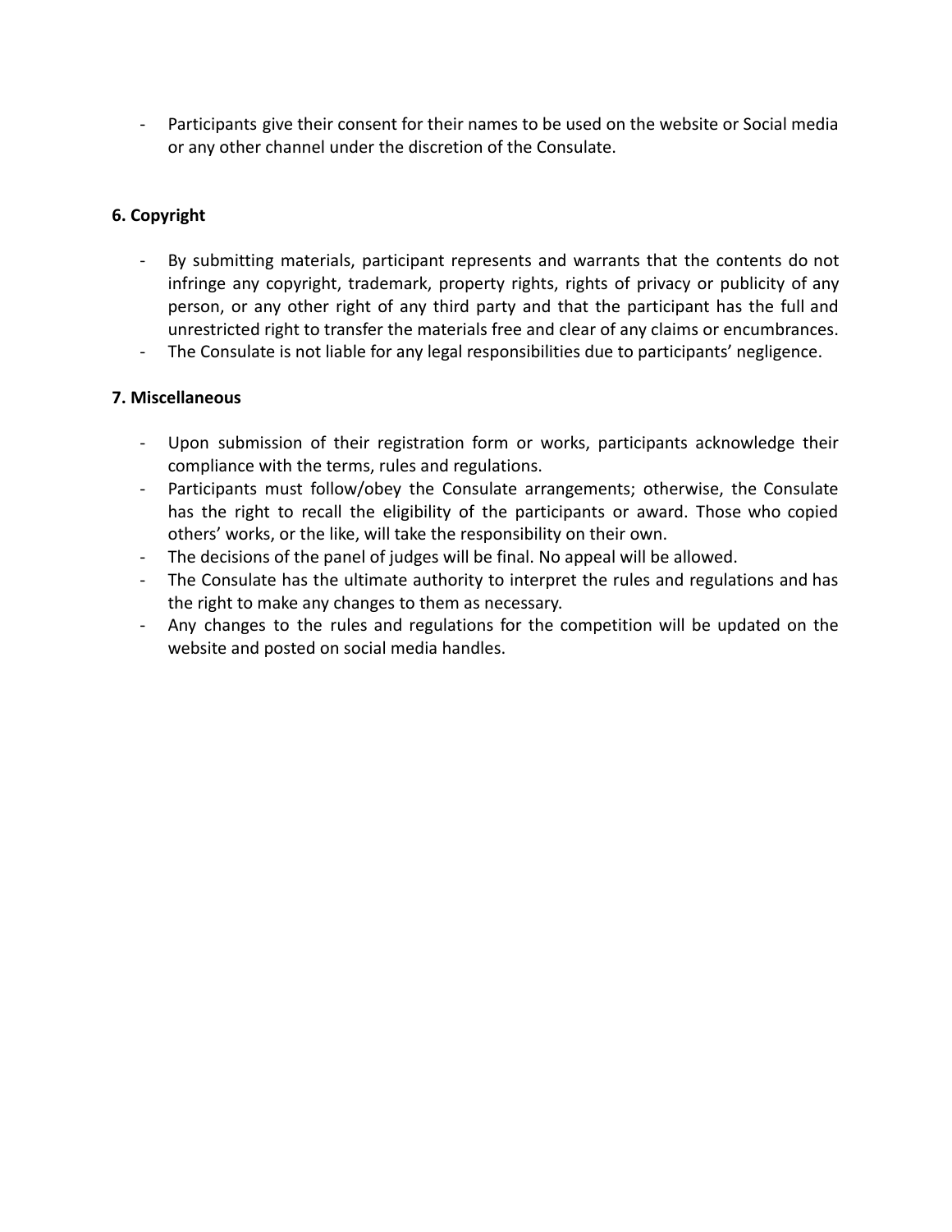- Participants give their consent for their names to be used on the website or Social media or any other channel under the discretion of the Consulate.

**6. Copyright**

- By submitting materials, participant represents and warrants that the contents do not infringe any copyright, trademark, property rights, rights of privacy or publicity of any person, or any other right of any third party and that the participant has the full and unrestricted right to transfer the materials free and clear of any claims or encumbrances.
- The Consulate is not liable for any legal responsibilities due to participants' negligence.

**7. Miscellaneous**

- Upon submission of their registration form or works, participants acknowledge their compliance with the terms, rules and regulations.
- Participants must follow/obey the Consulate arrangements; otherwise, the Consulate has the right to recall the eligibility of the participants or award. Those who copied others' works, or the like, will take the responsibility on their own.
- The decisions of the panel of judges will be final. No appeal will be allowed.
- The Consulate has the ultimate authority to interpret the rules and regulations and has the right to make any changes to them as necessary.
- Any changes to the rules and regulations for the competition will be updated on the website and posted on social media handles.